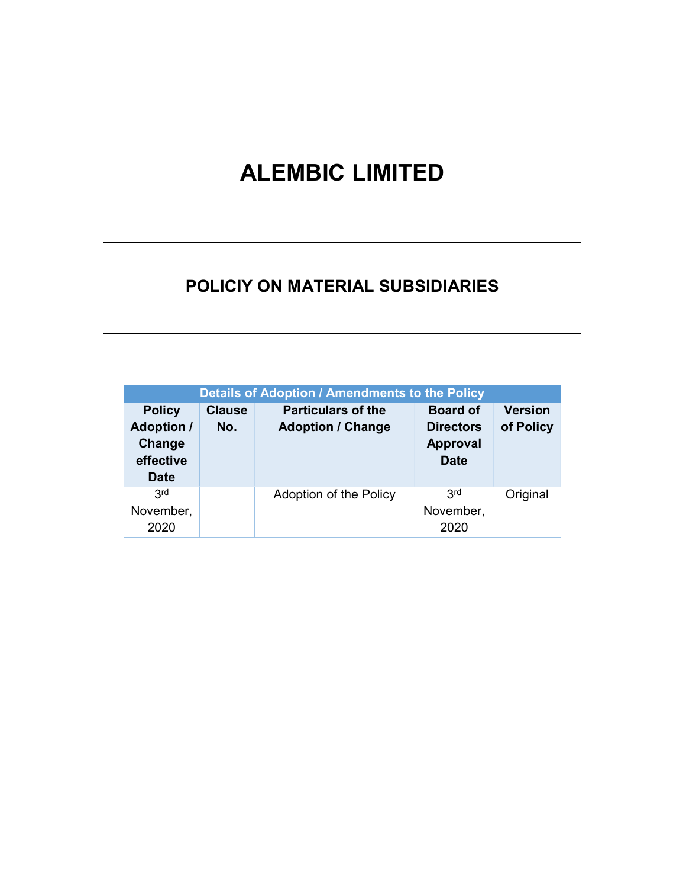# ALEMBIC LIMITED

---

## POLICIY ON MATERIAL SUBSIDIARIES

---

| Details of Adoption / Amendments to the Policy | | | | |
|---|---|---|---|---|
| **Policy Adoption / Change effective Date** | **Clause No.** | **Particulars of the Adoption / Change** | **Board of Directors Approval Date** | **Version of Policy** |
| 3rd November, 2020 | | Adoption of the Policy | 3rd November, 2020 | Original |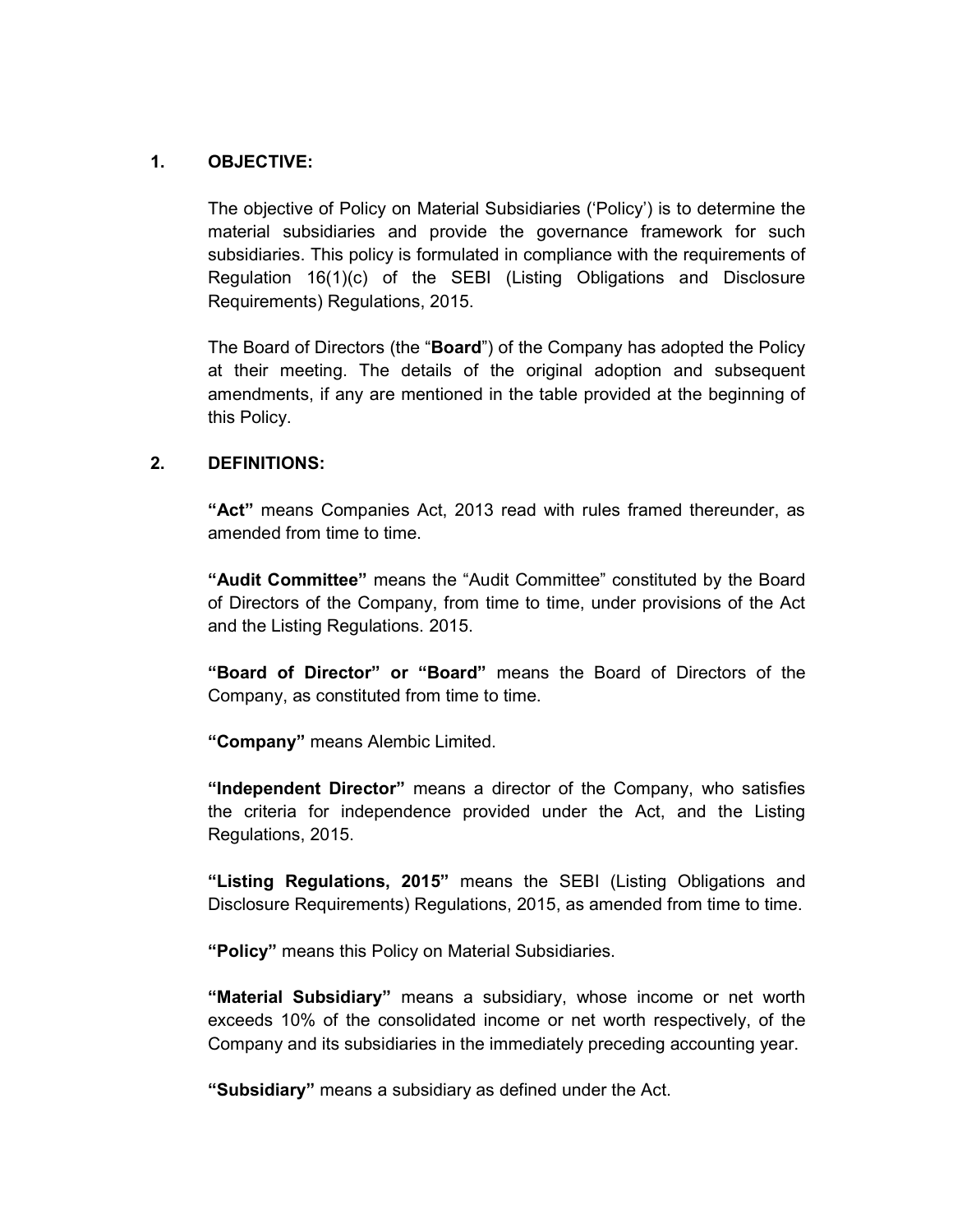## 1. OBJECTIVE:

The objective of Policy on Material Subsidiaries ('Policy') is to determine the material subsidiaries and provide the governance framework for such subsidiaries. This policy is formulated in compliance with the requirements of Regulation 16(1)(c) of the SEBI (Listing Obligations and Disclosure Requirements) Regulations, 2015.

The Board of Directors (the "**Board**") of the Company has adopted the Policy at their meeting. The details of the original adoption and subsequent amendments, if any are mentioned in the table provided at the beginning of this Policy.

## 2. DEFINITIONS:

**"Act"** means Companies Act, 2013 read with rules framed thereunder, as amended from time to time.

**"Audit Committee"** means the "Audit Committee" constituted by the Board of Directors of the Company, from time to time, under provisions of the Act and the Listing Regulations. 2015.

**"Board of Director" or "Board"** means the Board of Directors of the Company, as constituted from time to time.

**"Company"** means Alembic Limited.

**"Independent Director"** means a director of the Company, who satisfies the criteria for independence provided under the Act, and the Listing Regulations, 2015.

**"Listing Regulations, 2015"** means the SEBI (Listing Obligations and Disclosure Requirements) Regulations, 2015, as amended from time to time.

**"Policy"** means this Policy on Material Subsidiaries.

**"Material Subsidiary"** means a subsidiary, whose income or net worth exceeds 10% of the consolidated income or net worth respectively, of the Company and its subsidiaries in the immediately preceding accounting year.

**"Subsidiary"** means a subsidiary as defined under the Act.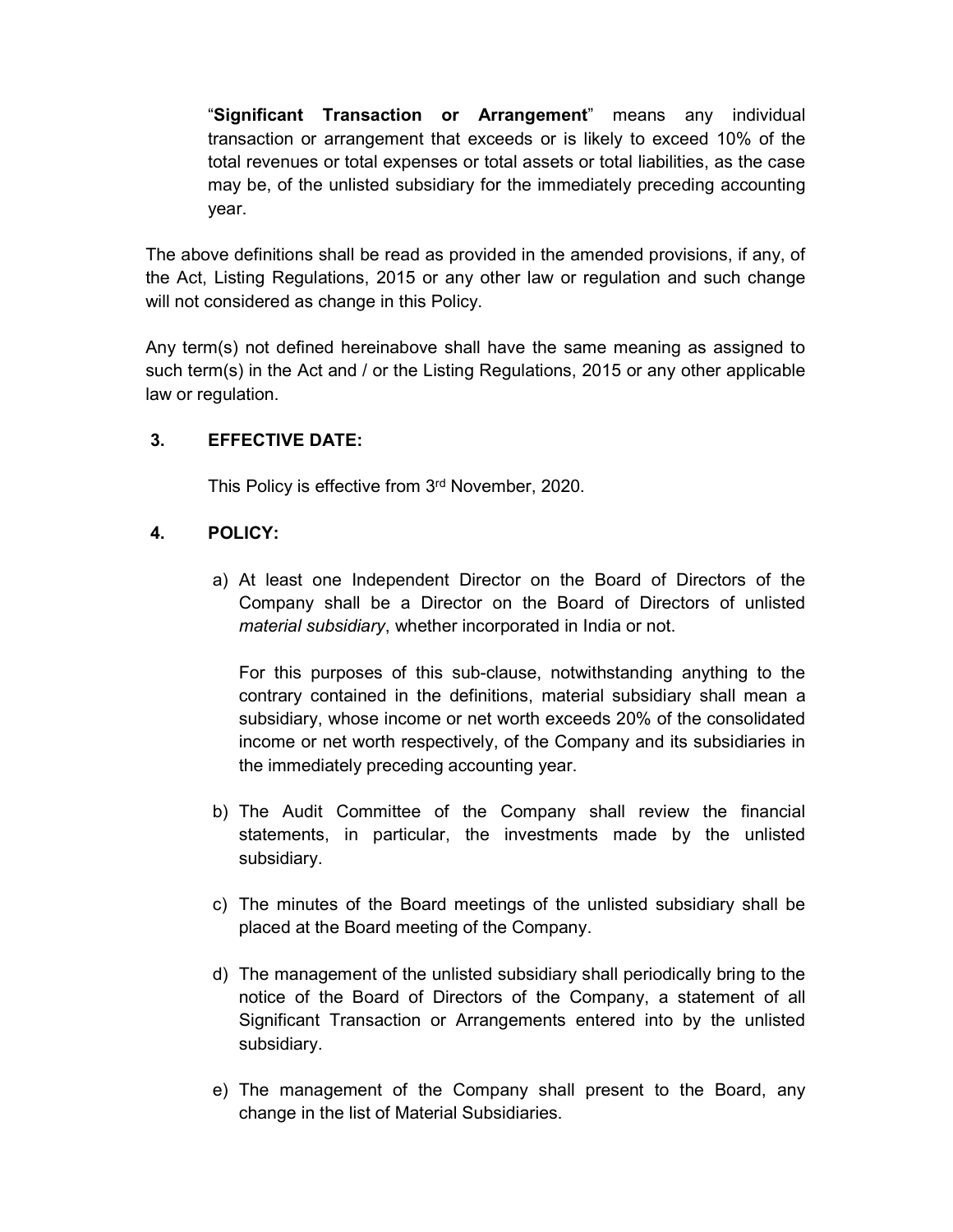“**Significant Transaction or Arrangement**” means any individual transaction or arrangement that exceeds or is likely to exceed 10% of the total revenues or total expenses or total assets or total liabilities, as the case may be, of the unlisted subsidiary for the immediately preceding accounting year.

The above definitions shall be read as provided in the amended provisions, if any, of the Act, Listing Regulations, 2015 or any other law or regulation and such change will not considered as change in this Policy.

Any term(s) not defined hereinabove shall have the same meaning as assigned to such term(s) in the Act and / or the Listing Regulations, 2015 or any other applicable law or regulation.

## 3. EFFECTIVE DATE:

This Policy is effective from 3rd November, 2020.

## 4. POLICY:

a) At least one Independent Director on the Board of Directors of the Company shall be a Director on the Board of Directors of unlisted *material subsidiary*, whether incorporated in India or not.

   For this purposes of this sub-clause, notwithstanding anything to the contrary contained in the definitions, material subsidiary shall mean a subsidiary, whose income or net worth exceeds 20% of the consolidated income or net worth respectively, of the Company and its subsidiaries in the immediately preceding accounting year.

b) The Audit Committee of the Company shall review the financial statements, in particular, the investments made by the unlisted subsidiary.

c) The minutes of the Board meetings of the unlisted subsidiary shall be placed at the Board meeting of the Company.

d) The management of the unlisted subsidiary shall periodically bring to the notice of the Board of Directors of the Company, a statement of all Significant Transaction or Arrangements entered into by the unlisted subsidiary.

e) The management of the Company shall present to the Board, any change in the list of Material Subsidiaries.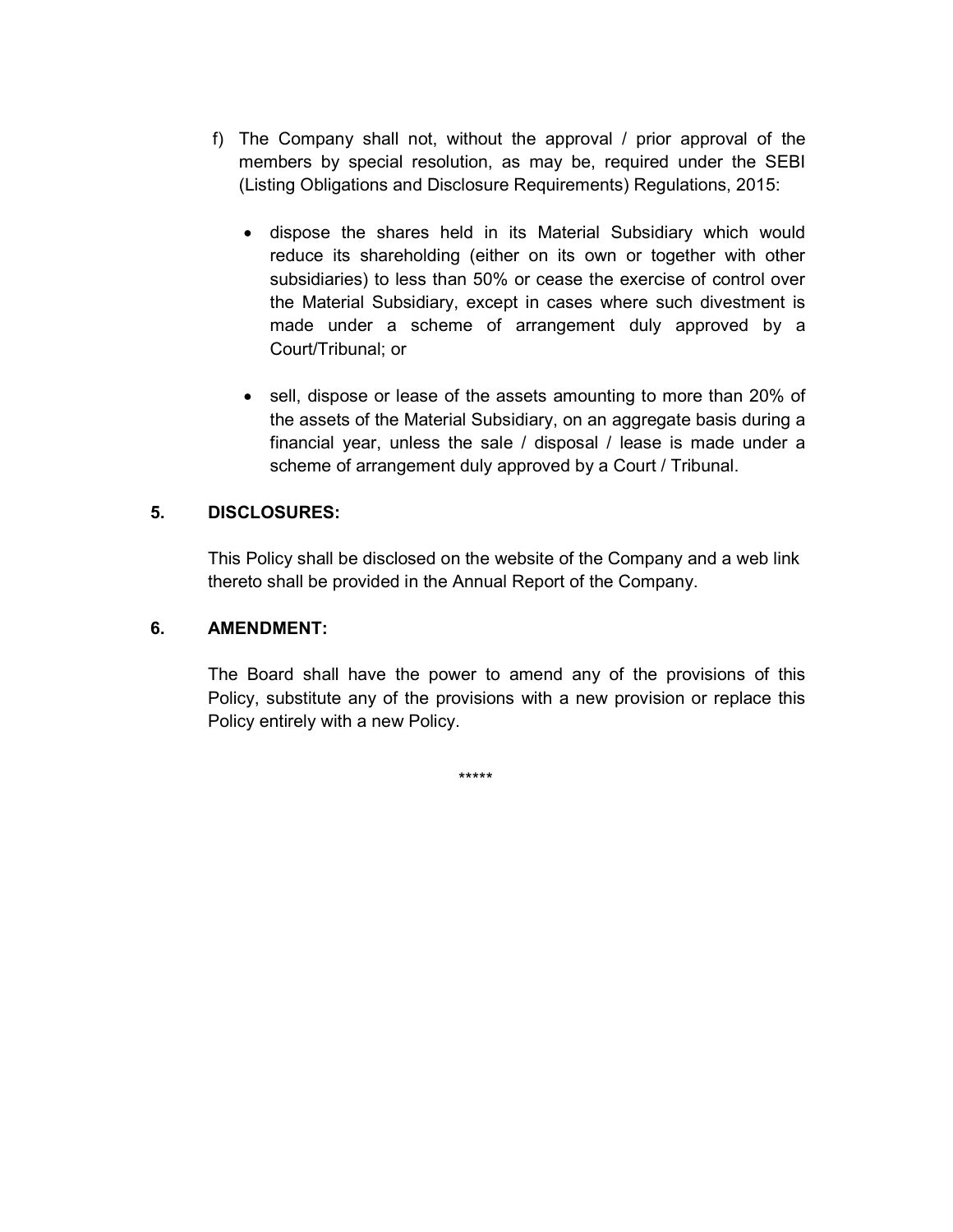f) The Company shall not, without the approval / prior approval of the members by special resolution, as may be, required under the SEBI (Listing Obligations and Disclosure Requirements) Regulations, 2015:

- dispose the shares held in its Material Subsidiary which would reduce its shareholding (either on its own or together with other subsidiaries) to less than 50% or cease the exercise of control over the Material Subsidiary, except in cases where such divestment is made under a scheme of arrangement duly approved by a Court/Tribunal; or

- sell, dispose or lease of the assets amounting to more than 20% of the assets of the Material Subsidiary, on an aggregate basis during a financial year, unless the sale / disposal / lease is made under a scheme of arrangement duly approved by a Court / Tribunal.

## 5. DISCLOSURES:

This Policy shall be disclosed on the website of the Company and a web link thereto shall be provided in the Annual Report of the Company.

## 6. AMENDMENT:

The Board shall have the power to amend any of the provisions of this Policy, substitute any of the provisions with a new provision or replace this Policy entirely with a new Policy.

*****